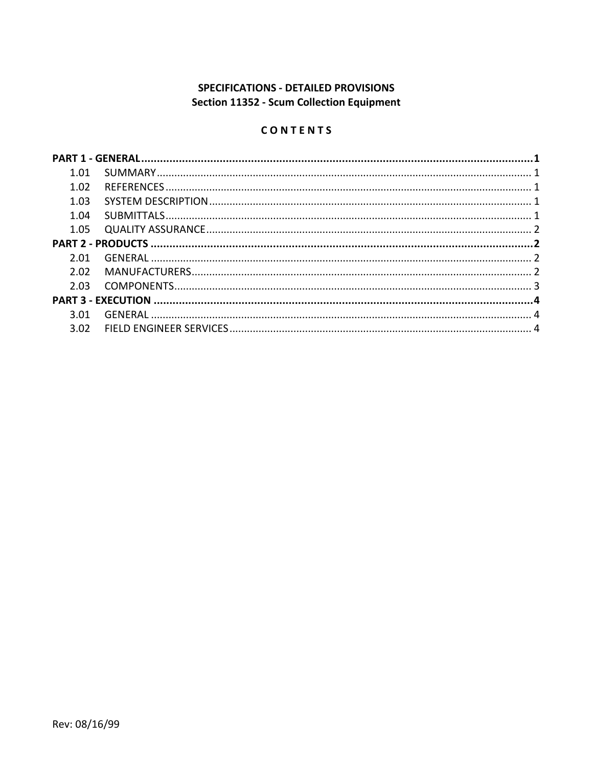# SPECIFICATIONS - DETAILED PROVISIONS
## Section 11352 - Scum Collection Equipment

### C O N T E N T S

| | | |
|---|---|---|
| **PART 1 - GENERAL** | | **1** |
| 1.01 | SUMMARY | 1 |
| 1.02 | REFERENCES | 1 |
| 1.03 | SYSTEM DESCRIPTION | 1 |
| 1.04 | SUBMITTALS | 1 |
| 1.05 | QUALITY ASSURANCE | 2 |
| **PART 2 - PRODUCTS** | | **2** |
| 2.01 | GENERAL | 2 |
| 2.02 | MANUFACTURERS | 2 |
| 2.03 | COMPONENTS | 3 |
| **PART 3 - EXECUTION** | | **4** |
| 3.01 | GENERAL | 4 |
| 3.02 | FIELD ENGINEER SERVICES | 4 |

Rev: 08/16/99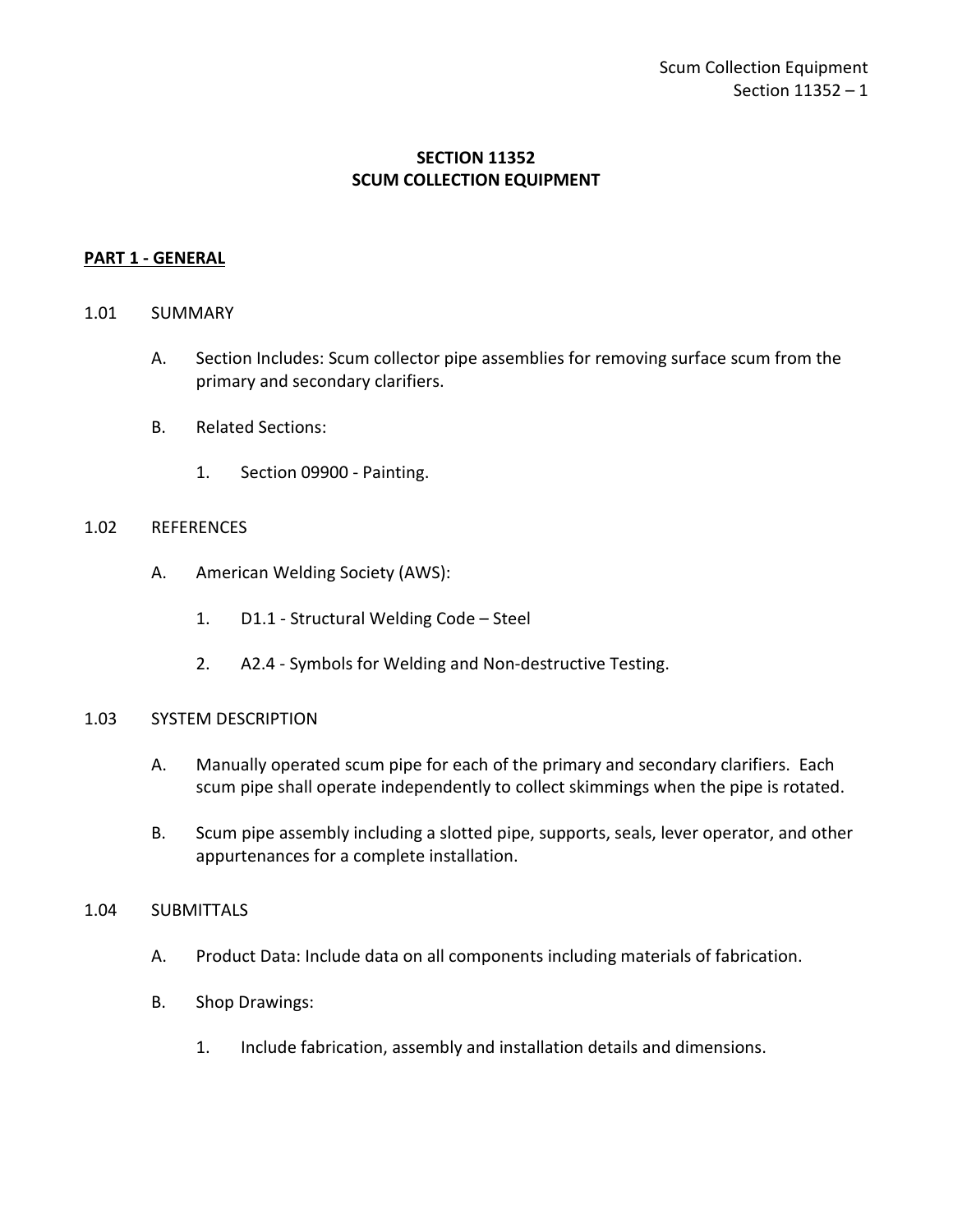# SECTION 11352
# SCUM COLLECTION EQUIPMENT

## PART 1 - GENERAL

### 1.01 SUMMARY

A. Section Includes: Scum collector pipe assemblies for removing surface scum from the primary and secondary clarifiers.

B. Related Sections:

1. Section 09900 - Painting.

### 1.02 REFERENCES

A. American Welding Society (AWS):

1. D1.1 - Structural Welding Code – Steel

2. A2.4 - Symbols for Welding and Non-destructive Testing.

### 1.03 SYSTEM DESCRIPTION

A. Manually operated scum pipe for each of the primary and secondary clarifiers. Each scum pipe shall operate independently to collect skimmings when the pipe is rotated.

B. Scum pipe assembly including a slotted pipe, supports, seals, lever operator, and other appurtenances for a complete installation.

### 1.04 SUBMITTALS

A. Product Data: Include data on all components including materials of fabrication.

B. Shop Drawings:

1. Include fabrication, assembly and installation details and dimensions.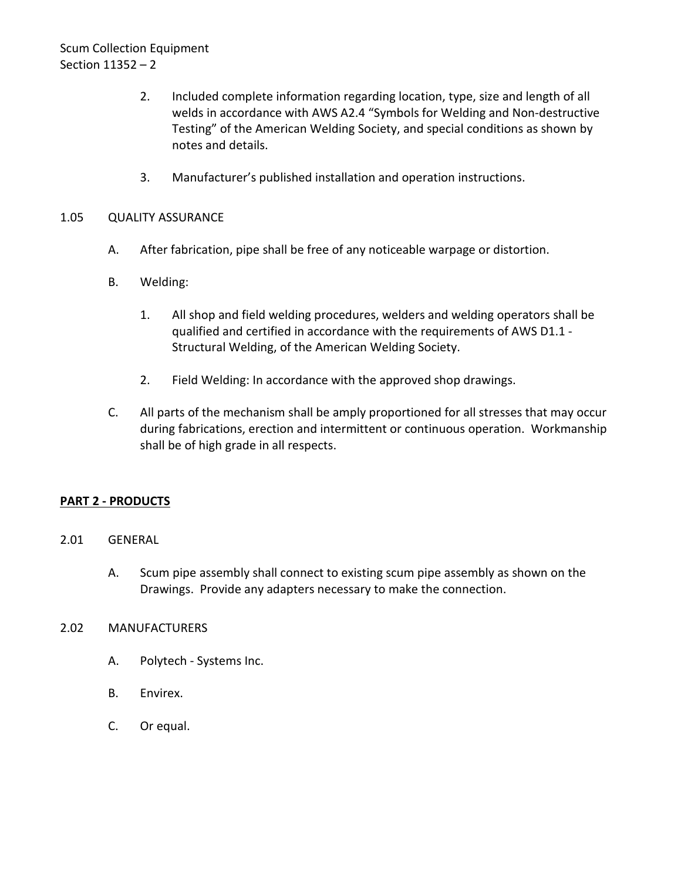2. Included complete information regarding location, type, size and length of all welds in accordance with AWS A2.4 "Symbols for Welding and Non-destructive Testing" of the American Welding Society, and special conditions as shown by notes and details.

3. Manufacturer's published installation and operation instructions.

1.05 QUALITY ASSURANCE

A. After fabrication, pipe shall be free of any noticeable warpage or distortion.

B. Welding:

1. All shop and field welding procedures, welders and welding operators shall be qualified and certified in accordance with the requirements of AWS D1.1 - Structural Welding, of the American Welding Society.

2. Field Welding: In accordance with the approved shop drawings.

C. All parts of the mechanism shall be amply proportioned for all stresses that may occur during fabrications, erection and intermittent or continuous operation. Workmanship shall be of high grade in all respects.

## PART 2 - PRODUCTS

2.01 GENERAL

A. Scum pipe assembly shall connect to existing scum pipe assembly as shown on the Drawings. Provide any adapters necessary to make the connection.

2.02 MANUFACTURERS

A. Polytech - Systems Inc.

B. Envirex.

C. Or equal.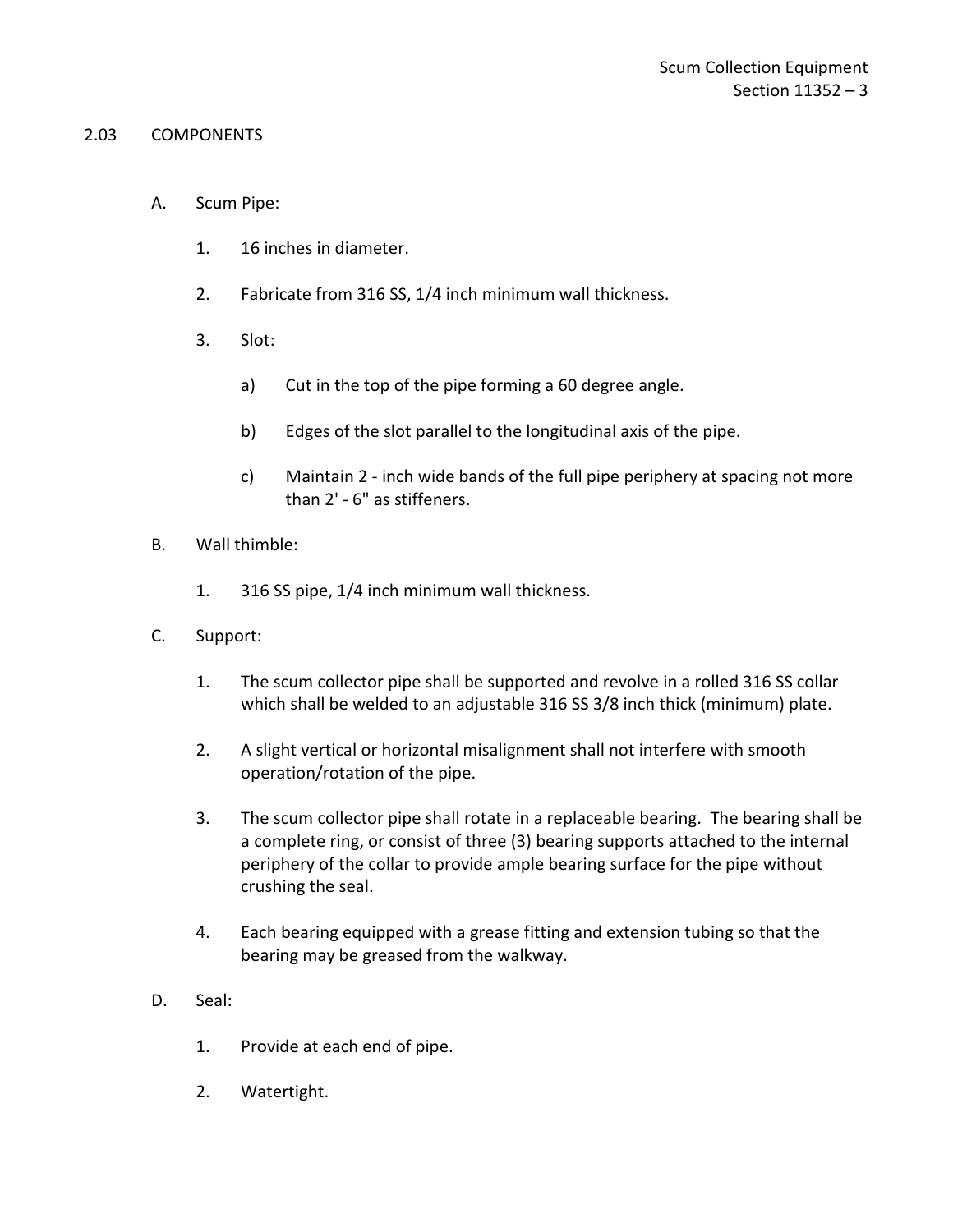## 2.03 COMPONENTS

A. Scum Pipe:

1. 16 inches in diameter.

2. Fabricate from 316 SS, 1/4 inch minimum wall thickness.

3. Slot:

   a) Cut in the top of the pipe forming a 60 degree angle.

   b) Edges of the slot parallel to the longitudinal axis of the pipe.

   c) Maintain 2 - inch wide bands of the full pipe periphery at spacing not more than 2' - 6" as stiffeners.

B. Wall thimble:

1. 316 SS pipe, 1/4 inch minimum wall thickness.

C. Support:

1. The scum collector pipe shall be supported and revolve in a rolled 316 SS collar which shall be welded to an adjustable 316 SS 3/8 inch thick (minimum) plate.

2. A slight vertical or horizontal misalignment shall not interfere with smooth operation/rotation of the pipe.

3. The scum collector pipe shall rotate in a replaceable bearing. The bearing shall be a complete ring, or consist of three (3) bearing supports attached to the internal periphery of the collar to provide ample bearing surface for the pipe without crushing the seal.

4. Each bearing equipped with a grease fitting and extension tubing so that the bearing may be greased from the walkway.

D. Seal:

1. Provide at each end of pipe.

2. Watertight.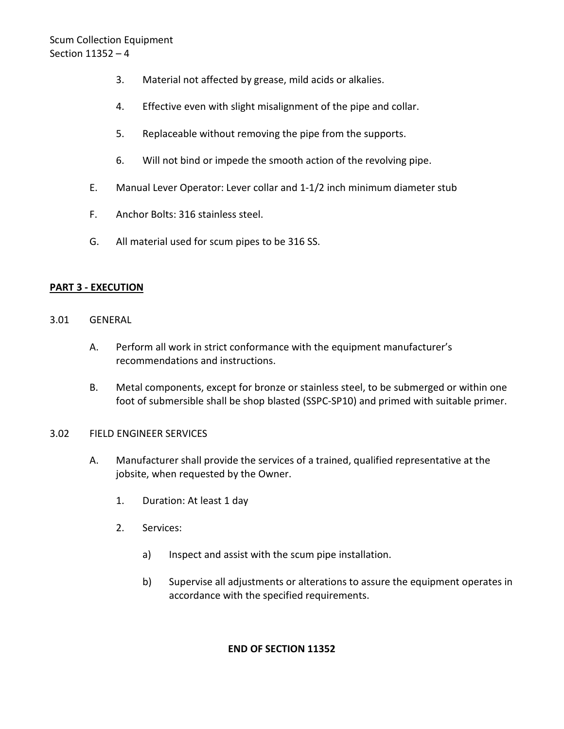3. Material not affected by grease, mild acids or alkalies.

4. Effective even with slight misalignment of the pipe and collar.

5. Replaceable without removing the pipe from the supports.

6. Will not bind or impede the smooth action of the revolving pipe.

E. Manual Lever Operator: Lever collar and 1-1/2 inch minimum diameter stub

F. Anchor Bolts: 316 stainless steel.

G. All material used for scum pipes to be 316 SS.

## PART 3 - EXECUTION

### 3.01 GENERAL

A. Perform all work in strict conformance with the equipment manufacturer's recommendations and instructions.

B. Metal components, except for bronze or stainless steel, to be submerged or within one foot of submersible shall be shop blasted (SSPC-SP10) and primed with suitable primer.

### 3.02 FIELD ENGINEER SERVICES

A. Manufacturer shall provide the services of a trained, qualified representative at the jobsite, when requested by the Owner.

1. Duration: At least 1 day

2. Services:

    a) Inspect and assist with the scum pipe installation.

    b) Supervise all adjustments or alterations to assure the equipment operates in accordance with the specified requirements.

**END OF SECTION 11352**